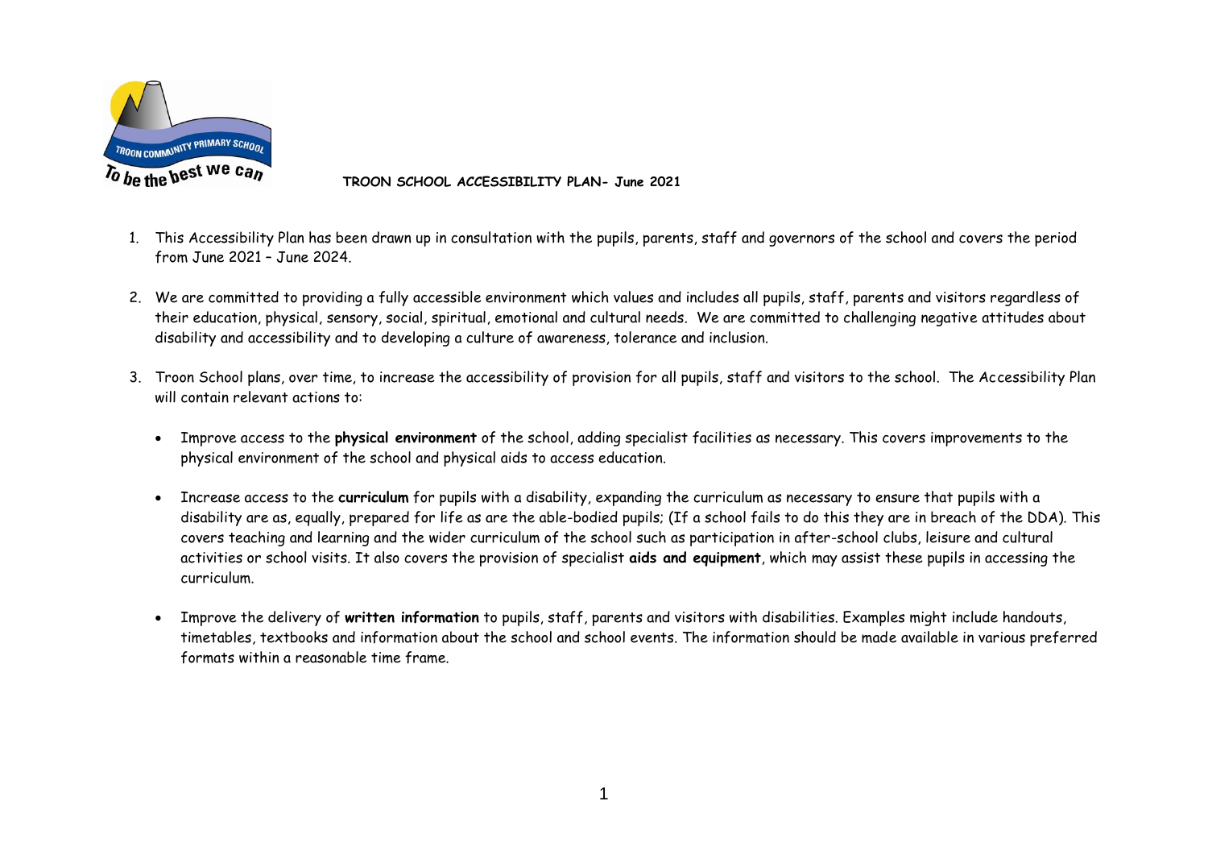**TROON SCHOOL ACCESSIBILITY PLAN- June 2021**

1. This Accessibility Plan has been drawn up in consultation with the pupils, parents, staff and governors of the school and covers the period from June 2021 – June 2024.

2. We are committed to providing a fully accessible environment which values and includes all pupils, staff, parents and visitors regardless of their education, physical, sensory, social, spiritual, emotional and cultural needs. We are committed to challenging negative attitudes about disability and accessibility and to developing a culture of awareness, tolerance and inclusion.

3. Troon School plans, over time, to increase the accessibility of provision for all pupils, staff and visitors to the school. The Accessibility Plan will contain relevant actions to:

   - Improve access to the **physical environment** of the school, adding specialist facilities as necessary. This covers improvements to the physical environment of the school and physical aids to access education.

   - Increase access to the **curriculum** for pupils with a disability, expanding the curriculum as necessary to ensure that pupils with a disability are as, equally, prepared for life as are the able-bodied pupils; (If a school fails to do this they are in breach of the DDA). This covers teaching and learning and the wider curriculum of the school such as participation in after-school clubs, leisure and cultural activities or school visits. It also covers the provision of specialist **aids and equipment**, which may assist these pupils in accessing the curriculum.

   - Improve the delivery of **written information** to pupils, staff, parents and visitors with disabilities. Examples might include handouts, timetables, textbooks and information about the school and school events. The information should be made available in various preferred formats within a reasonable time frame.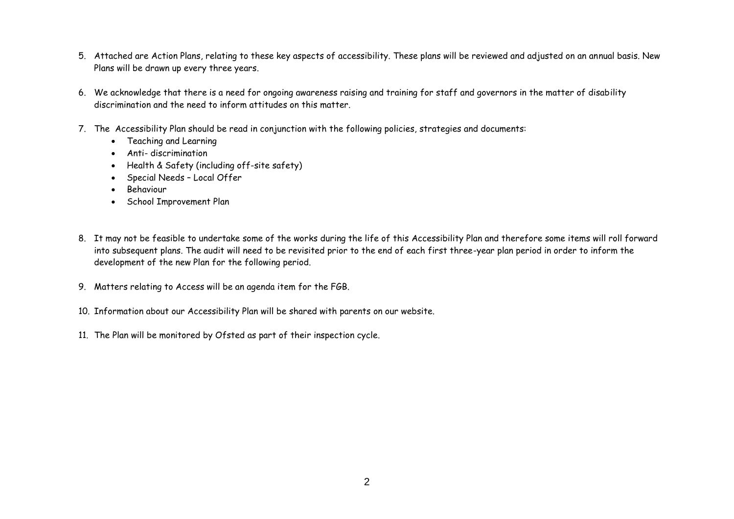5. Attached are Action Plans, relating to these key aspects of accessibility. These plans will be reviewed and adjusted on an annual basis. New Plans will be drawn up every three years.

6. We acknowledge that there is a need for ongoing awareness raising and training for staff and governors in the matter of disability discrimination and the need to inform attitudes on this matter.

7. The Accessibility Plan should be read in conjunction with the following policies, strategies and documents:
   - Teaching and Learning
   - Anti- discrimination
   - Health & Safety (including off-site safety)
   - Special Needs – Local Offer
   - Behaviour
   - School Improvement Plan

8. It may not be feasible to undertake some of the works during the life of this Accessibility Plan and therefore some items will roll forward into subsequent plans. The audit will need to be revisited prior to the end of each first three-year plan period in order to inform the development of the new Plan for the following period.

9. Matters relating to Access will be an agenda item for the FGB.

10. Information about our Accessibility Plan will be shared with parents on our website.

11. The Plan will be monitored by Ofsted as part of their inspection cycle.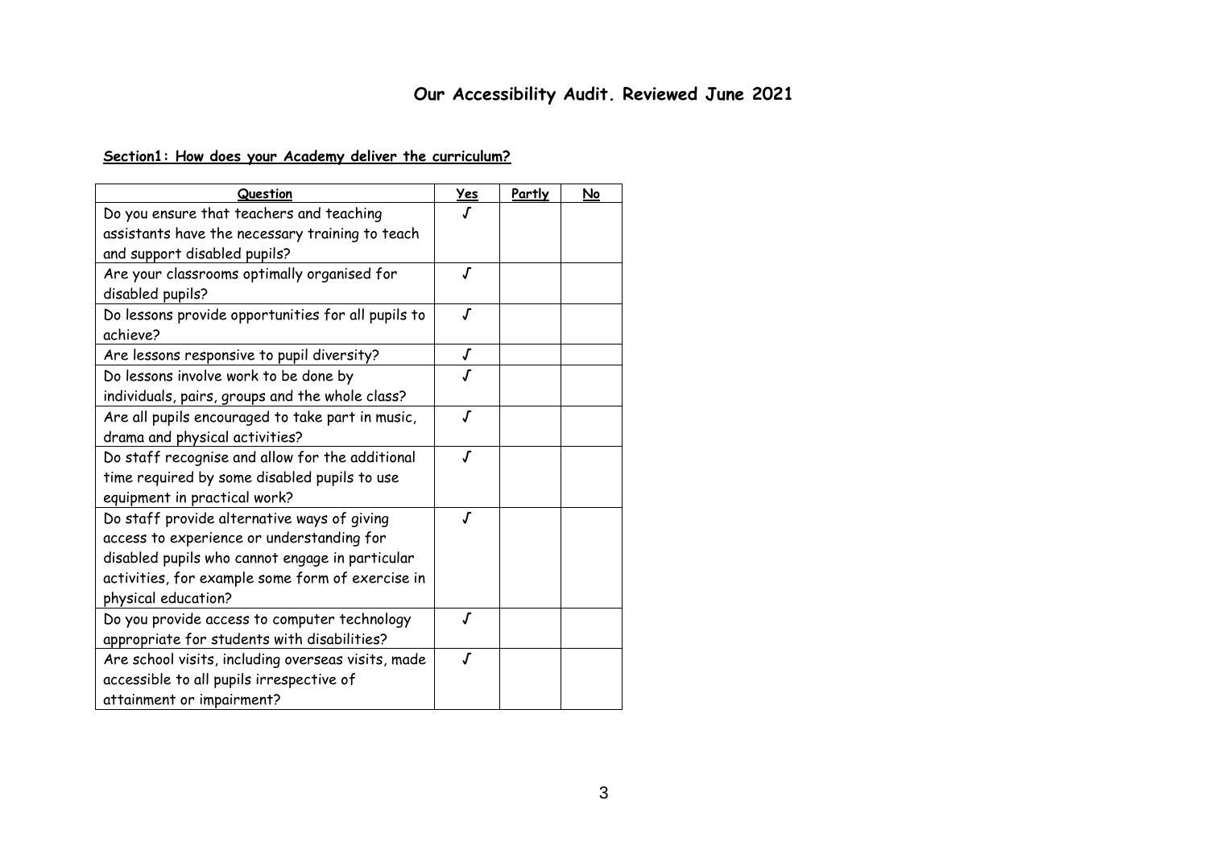# Our Accessibility Audit. Reviewed June 2021

**Section1: How does your Academy deliver the curriculum?**

| Question | Yes | Partly | No |
|---|---|---|---|
| Do you ensure that teachers and teaching assistants have the necessary training to teach and support disabled pupils? | √ | | |
| Are your classrooms optimally organised for disabled pupils? | √ | | |
| Do lessons provide opportunities for all pupils to achieve? | √ | | |
| Are lessons responsive to pupil diversity? | √ | | |
| Do lessons involve work to be done by individuals, pairs, groups and the whole class? | √ | | |
| Are all pupils encouraged to take part in music, drama and physical activities? | √ | | |
| Do staff recognise and allow for the additional time required by some disabled pupils to use equipment in practical work? | √ | | |
| Do staff provide alternative ways of giving access to experience or understanding for disabled pupils who cannot engage in particular activities, for example some form of exercise in physical education? | √ | | |
| Do you provide access to computer technology appropriate for students with disabilities? | √ | | |
| Are school visits, including overseas visits, made accessible to all pupils irrespective of attainment or impairment? | √ | | |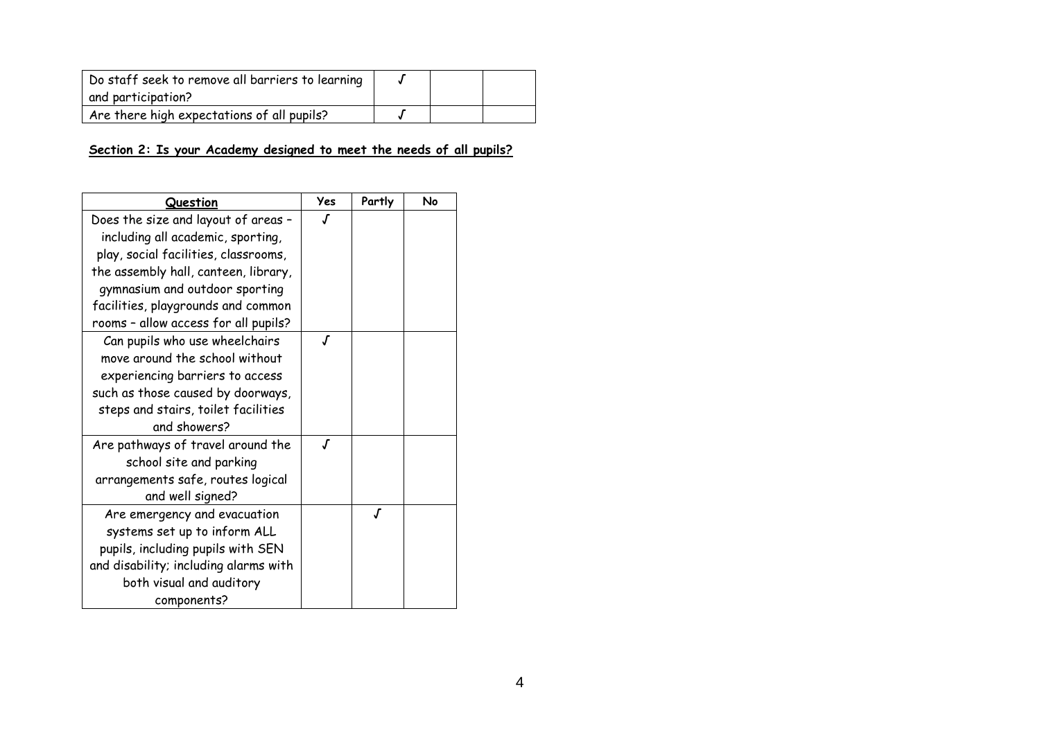| | | | |
|---|---|---|---|
| Do staff seek to remove all barriers to learning and participation? | √ | | |
| Are there high expectations of all pupils? | √ | | |

**Section 2: Is your Academy designed to meet the needs of all pupils?**

| Question | Yes | Partly | No |
|---|---|---|---|
| Does the size and layout of areas – including all academic, sporting, play, social facilities, classrooms, the assembly hall, canteen, library, gymnasium and outdoor sporting facilities, playgrounds and common rooms – allow access for all pupils? | √ | | |
| Can pupils who use wheelchairs move around the school without experiencing barriers to access such as those caused by doorways, steps and stairs, toilet facilities and showers? | √ | | |
| Are pathways of travel around the school site and parking arrangements safe, routes logical and well signed? | √ | | |
| Are emergency and evacuation systems set up to inform ALL pupils, including pupils with SEN and disability; including alarms with both visual and auditory components? | | √ | |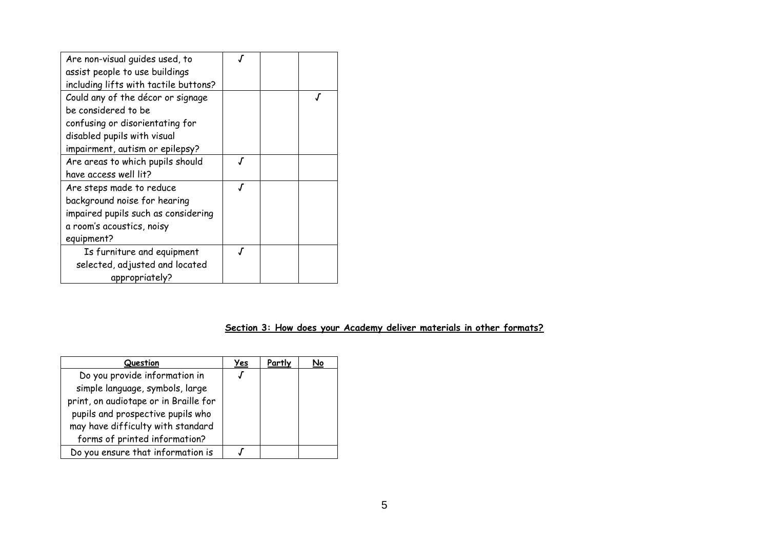| | | | |
|---|---|---|---|
| Are non-visual guides used, to assist people to use buildings including lifts with tactile buttons? | √ | | |
| Could any of the décor or signage be considered to be confusing or disorientating for disabled pupils with visual impairment, autism or epilepsy? | | | √ |
| Are areas to which pupils should have access well lit? | √ | | |
| Are steps made to reduce background noise for hearing impaired pupils such as considering a room's acoustics, noisy equipment? | √ | | |
| Is furniture and equipment selected, adjusted and located appropriately? | √ | | |

## Section 3: How does your Academy deliver materials in other formats?

| Question | Yes | Partly | No |
|---|---|---|---|
| Do you provide information in simple language, symbols, large print, on audiotape or in Braille for pupils and prospective pupils who may have difficulty with standard forms of printed information? | √ | | |
| Do you ensure that information is | √ | | |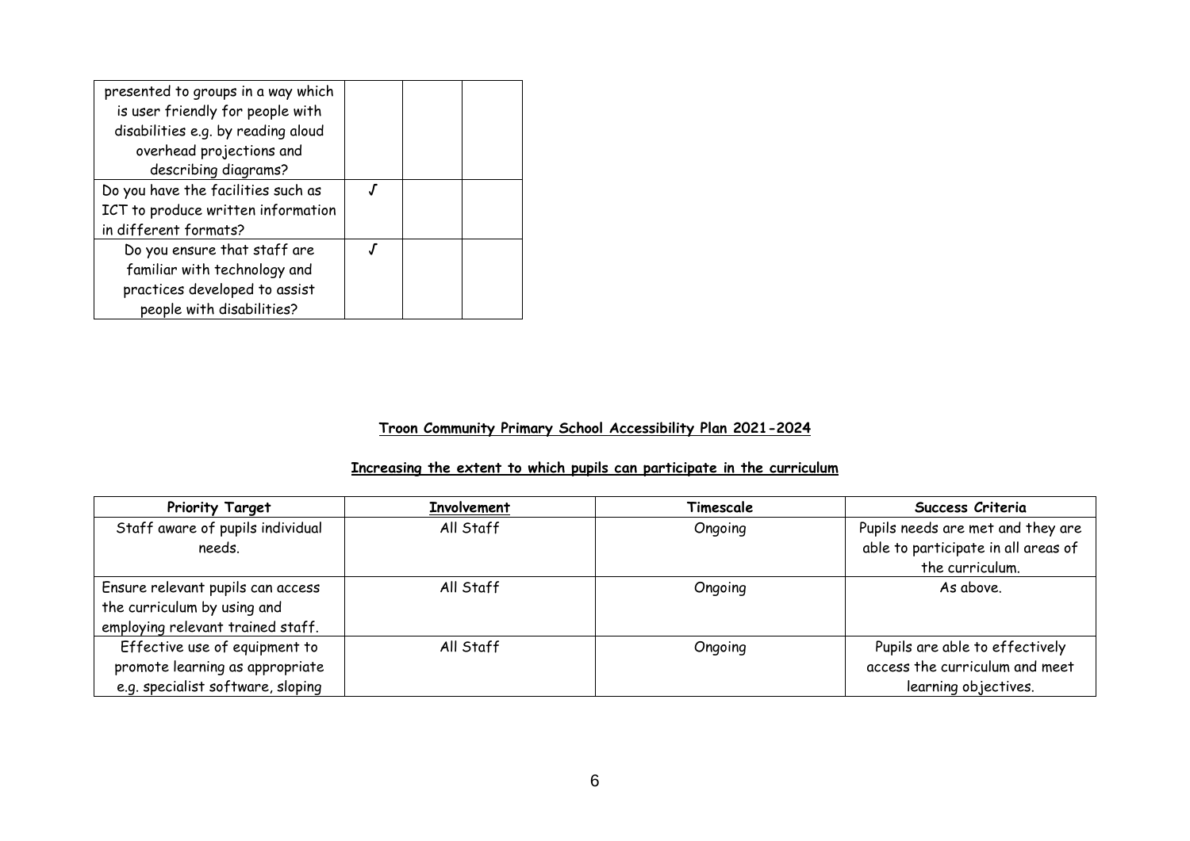| | | | |
|---|---|---|---|
| presented to groups in a way which is user friendly for people with disabilities e.g. by reading aloud overhead projections and describing diagrams? | | | |
| Do you have the facilities such as ICT to produce written information in different formats? | √ | | |
| Do you ensure that staff are familiar with technology and practices developed to assist people with disabilities? | √ | | |

**Troon Community Primary School Accessibility Plan 2021-2024**

**Increasing the extent to which pupils can participate in the curriculum**

| Priority Target | Involvement | Timescale | Success Criteria |
|---|---|---|---|
| Staff aware of pupils individual needs. | All Staff | Ongoing | Pupils needs are met and they are able to participate in all areas of the curriculum. |
| Ensure relevant pupils can access the curriculum by using and employing relevant trained staff. | All Staff | Ongoing | As above. |
| Effective use of equipment to promote learning as appropriate e.g. specialist software, sloping | All Staff | Ongoing | Pupils are able to effectively access the curriculum and meet learning objectives. |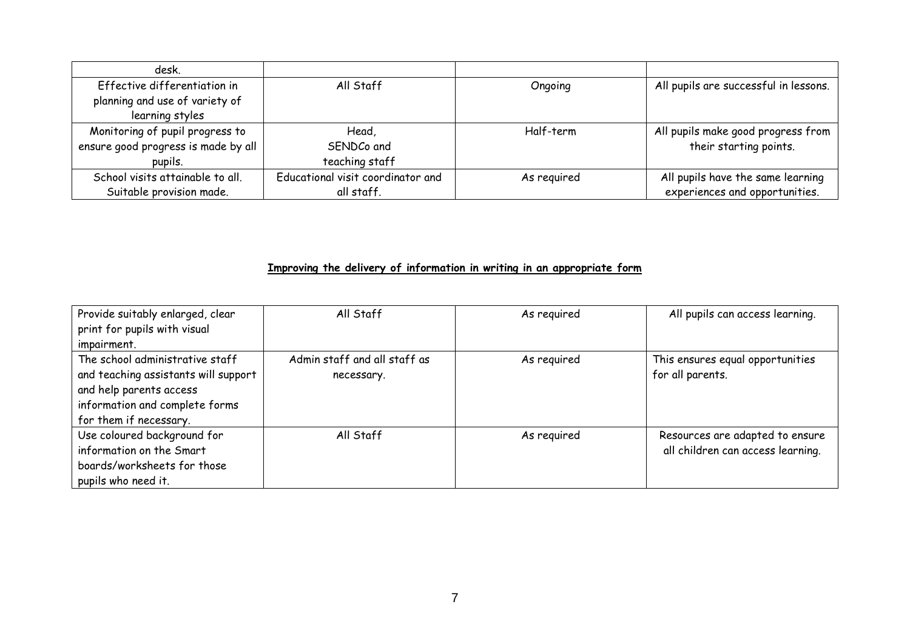| | | | |
|---|---|---|---|
| desk. | | | |
| Effective differentiation in planning and use of variety of learning styles | All Staff | Ongoing | All pupils are successful in lessons. |
| Monitoring of pupil progress to ensure good progress is made by all pupils. | Head, SENDCo and teaching staff | Half-term | All pupils make good progress from their starting points. |
| School visits attainable to all. Suitable provision made. | Educational visit coordinator and all staff. | As required | All pupils have the same learning experiences and opportunities. |

**Improving the delivery of information in writing in an appropriate form**

| | | | |
|---|---|---|---|
| Provide suitably enlarged, clear print for pupils with visual impairment. | All Staff | As required | All pupils can access learning. |
| The school administrative staff and teaching assistants will support and help parents access information and complete forms for them if necessary. | Admin staff and all staff as necessary. | As required | This ensures equal opportunities for all parents. |
| Use coloured background for information on the Smart boards/worksheets for those pupils who need it. | All Staff | As required | Resources are adapted to ensure all children can access learning. |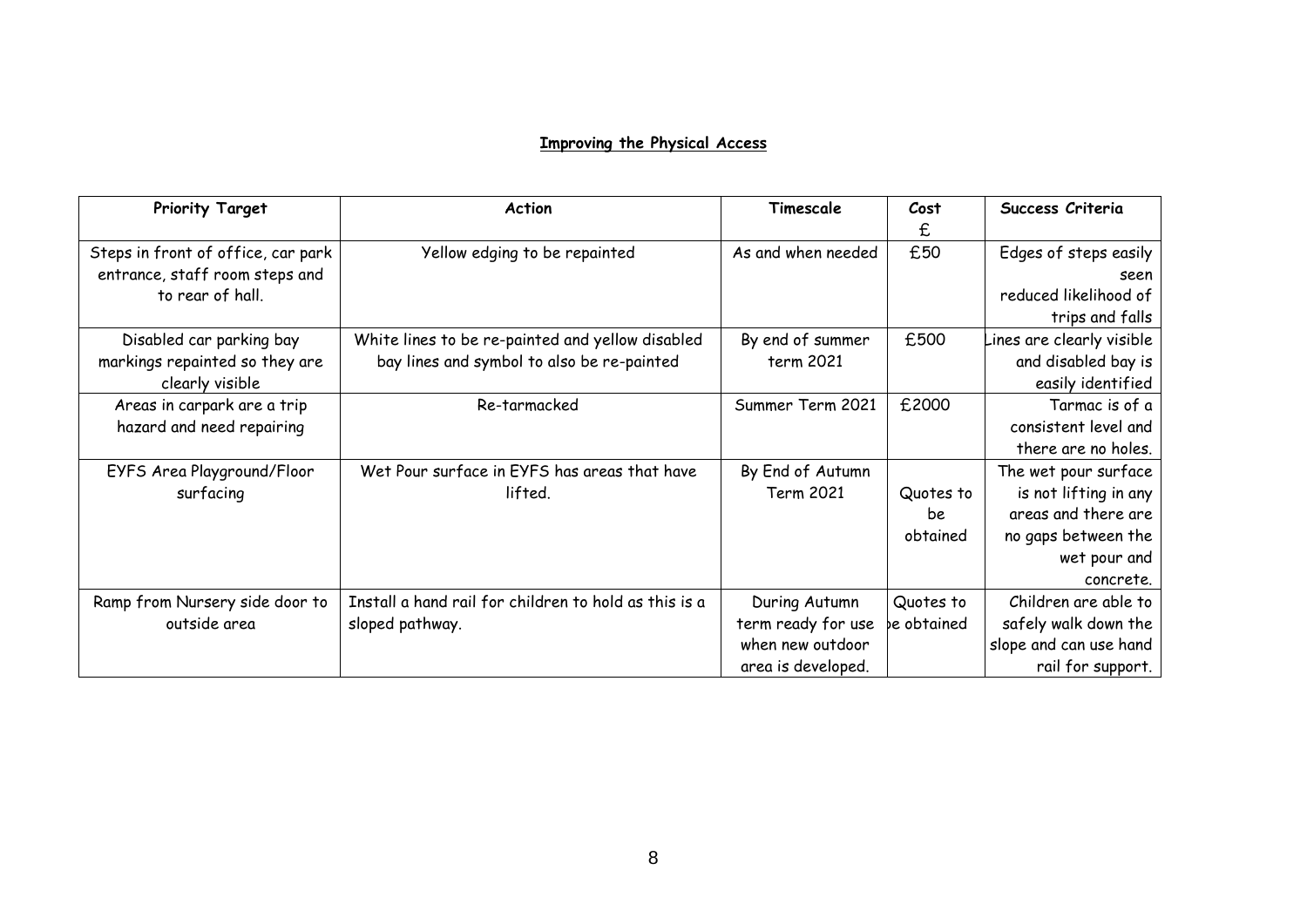**Improving the Physical Access**

| Priority Target | Action | Timescale | Cost £ | Success Criteria |
|---|---|---|---|---|
| Steps in front of office, car park entrance, staff room steps and to rear of hall. | Yellow edging to be repainted | As and when needed | £50 | Edges of steps easily seen reduced likelihood of trips and falls |
| Disabled car parking bay markings repainted so they are clearly visible | White lines to be re-painted and yellow disabled bay lines and symbol to also be re-painted | By end of summer term 2021 | £500 | Lines are clearly visible and disabled bay is easily identified |
| Areas in carpark are a trip hazard and need repairing | Re-tarmacked | Summer Term 2021 | £2000 | Tarmac is of a consistent level and there are no holes. |
| EYFS Area Playground/Floor surfacing | Wet Pour surface in EYFS has areas that have lifted. | By End of Autumn Term 2021 | Quotes to be obtained | The wet pour surface is not lifting in any areas and there are no gaps between the wet pour and concrete. |
| Ramp from Nursery side door to outside area | Install a hand rail for children to hold as this is a sloped pathway. | During Autumn term ready for use when new outdoor area is developed. | Quotes to be obtained | Children are able to safely walk down the slope and can use hand rail for support. |